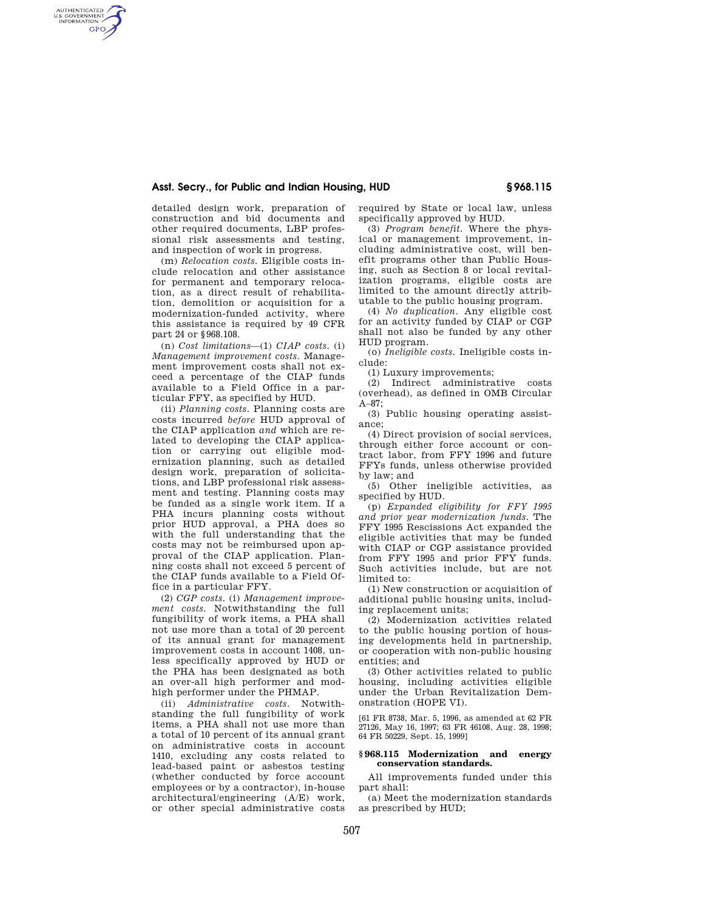detailed design work, preparation of construction and bid documents and other required documents, LBP professional risk assessments and testing, and inspection of work in progress.

(m) *Relocation costs.* Eligible costs include relocation and other assistance for permanent and temporary relocation, as a direct result of rehabilitation, demolition or acquisition for a modernization-funded activity, where this assistance is required by 49 CFR part 24 or §968.108.

(n) *Cost limitations*—(1) *CIAP costs.* (i) *Management improvement costs.* Management improvement costs shall not exceed a percentage of the CIAP funds available to a Field Office in a particular FFY, as specified by HUD.

(ii) *Planning costs.* Planning costs are costs incurred *before* HUD approval of the CIAP application *and* which are related to developing the CIAP application or carrying out eligible modernization planning, such as detailed design work, preparation of solicitations, and LBP professional risk assessment and testing. Planning costs may be funded as a single work item. If a PHA incurs planning costs without prior HUD approval, a PHA does so with the full understanding that the costs may not be reimbursed upon approval of the CIAP application. Planning costs shall not exceed 5 percent of the CIAP funds available to a Field Office in a particular FFY.

(2) *CGP costs.* (i) *Management improvement costs.* Notwithstanding the full fungibility of work items, a PHA shall not use more than a total of 20 percent of its annual grant for management improvement costs in account 1408, unless specifically approved by HUD or the PHA has been designated as both an over-all high performer and mod-high performer under the PHMAP.

(ii) *Administrative costs.* Notwithstanding the full fungibility of work items, a PHA shall not use more than a total of 10 percent of its annual grant on administrative costs in account 1410, excluding any costs related to lead-based paint or asbestos testing (whether conducted by force account employees or by a contractor), in-house architectural/engineering (A/E) work, or other special administrative costs required by State or local law, unless specifically approved by HUD.

(3) *Program benefit.* Where the physical or management improvement, including administrative cost, will benefit programs other than Public Housing, such as Section 8 or local revitalization programs, eligible costs are limited to the amount directly attributable to the public housing program.

(4) *No duplication.* Any eligible cost for an activity funded by CIAP or CGP shall not also be funded by any other HUD program.

(o) *Ineligible costs.* Ineligible costs include:

(1) Luxury improvements;

(2) Indirect administrative costs (overhead), as defined in OMB Circular A–87;

(3) Public housing operating assistance;

(4) Direct provision of social services, through either force account or contract labor, from FFY 1996 and future FFYs funds, unless otherwise provided by law; and

(5) Other ineligible activities, as specified by HUD.

(p) *Expanded eligibility for FFY 1995 and prior year modernization funds.* The FFY 1995 Rescissions Act expanded the eligible activities that may be funded with CIAP or CGP assistance provided from FFY 1995 and prior FFY funds. Such activities include, but are not limited to:

(1) New construction or acquisition of additional public housing units, including replacement units;

(2) Modernization activities related to the public housing portion of housing developments held in partnership, or cooperation with non-public housing entities; and

(3) Other activities related to public housing, including activities eligible under the Urban Revitalization Demonstration (HOPE VI).

[61 FR 8738, Mar. 5, 1996, as amended at 62 FR 27126, May 16, 1997; 63 FR 46108, Aug. 28, 1998; 64 FR 50229, Sept. 15, 1999]

### §968.115 Modernization and energy conservation standards.

All improvements funded under this part shall:

(a) Meet the modernization standards as prescribed by HUD;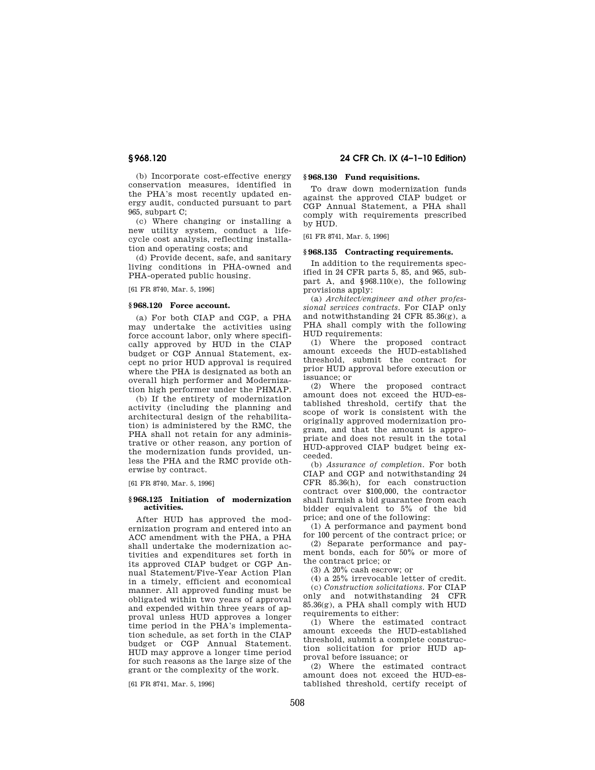(b) Incorporate cost-effective energy conservation measures, identified in the PHA's most recently updated energy audit, conducted pursuant to part 965, subpart C;

(c) Where changing or installing a new utility system, conduct a life-cycle cost analysis, reflecting installation and operating costs; and

(d) Provide decent, safe, and sanitary living conditions in PHA-owned and PHA-operated public housing.

[61 FR 8740, Mar. 5, 1996]

## § 968.120 Force account.

(a) For both CIAP and CGP, a PHA may undertake the activities using force account labor, only where specifically approved by HUD in the CIAP budget or CGP Annual Statement, except no prior HUD approval is required where the PHA is designated as both an overall high performer and Modernization high performer under the PHMAP.

(b) If the entirety of modernization activity (including the planning and architectural design of the rehabilitation) is administered by the RMC, the PHA shall not retain for any administrative or other reason, any portion of the modernization funds provided, unless the PHA and the RMC provide otherwise by contract.

[61 FR 8740, Mar. 5, 1996]

## § 968.125 Initiation of modernization activities.

After HUD has approved the modernization program and entered into an ACC amendment with the PHA, a PHA shall undertake the modernization activities and expenditures set forth in its approved CIAP budget or CGP Annual Statement/Five-Year Action Plan in a timely, efficient and economical manner. All approved funding must be obligated within two years of approval and expended within three years of approval unless HUD approves a longer time period in the PHA's implementation schedule, as set forth in the CIAP budget or CGP Annual Statement. HUD may approve a longer time period for such reasons as the large size of the grant or the complexity of the work.

[61 FR 8741, Mar. 5, 1996]

## § 968.130 Fund requisitions.

To draw down modernization funds against the approved CIAP budget or CGP Annual Statement, a PHA shall comply with requirements prescribed by HUD.

[61 FR 8741, Mar. 5, 1996]

## § 968.135 Contracting requirements.

In addition to the requirements specified in 24 CFR parts 5, 85, and 965, subpart A, and §968.110(e), the following provisions apply:

(a) *Architect/engineer and other professional services contracts.* For CIAP only and notwithstanding 24 CFR 85.36(g), a PHA shall comply with the following HUD requirements:

(1) Where the proposed contract amount exceeds the HUD-established threshold, submit the contract for prior HUD approval before execution or issuance; or

(2) Where the proposed contract amount does not exceed the HUD-established threshold, certify that the scope of work is consistent with the originally approved modernization program, and that the amount is appropriate and does not result in the total HUD-approved CIAP budget being exceeded.

(b) *Assurance of completion.* For both CIAP and CGP and notwithstanding 24 CFR 85.36(h), for each construction contract over $100,000, the contractor shall furnish a bid guarantee from each bidder equivalent to 5% of the bid price; and one of the following:

(1) A performance and payment bond for 100 percent of the contract price; or

(2) Separate performance and payment bonds, each for 50% or more of the contract price; or

(3) A 20% cash escrow; or

(4) a 25% irrevocable letter of credit.

(c) *Construction solicitations.* For CIAP only and notwithstanding 24 CFR 85.36(g), a PHA shall comply with HUD requirements to either:

(1) Where the estimated contract amount exceeds the HUD-established threshold, submit a complete construction solicitation for prior HUD approval before issuance; or

(2) Where the estimated contract amount does not exceed the HUD-established threshold, certify receipt of